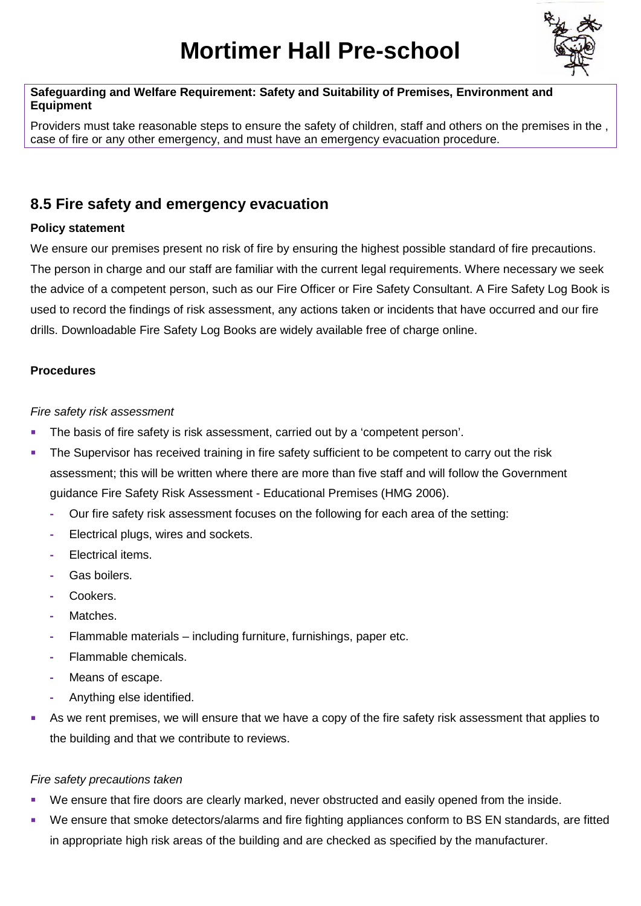# Mortimer Hall Pre-school

**Safeguarding and Welfare Requirement: Safety and Suitability of Premises, Environment and Equipment**

Providers must take reasonable steps to ensure the safety of children, staff and others on the premises in the , case of fire or any other emergency, and must have an emergency evacuation procedure.

## 8.5 Fire safety and emergency evacuation

**Policy statement**

We ensure our premises present no risk of fire by ensuring the highest possible standard of fire precautions. The person in charge and our staff are familiar with the current legal requirements. Where necessary we seek the advice of a competent person, such as our Fire Officer or Fire Safety Consultant. A Fire Safety Log Book is used to record the findings of risk assessment, any actions taken or incidents that have occurred and our fire drills. Downloadable Fire Safety Log Books are widely available free of charge online.

**Procedures**

*Fire safety risk assessment*

- The basis of fire safety is risk assessment, carried out by a 'competent person'.
- The Supervisor has received training in fire safety sufficient to be competent to carry out the risk assessment; this will be written where there are more than five staff and will follow the Government guidance Fire Safety Risk Assessment - Educational Premises (HMG 2006).
  - Our fire safety risk assessment focuses on the following for each area of the setting:
  - Electrical plugs, wires and sockets.
  - Electrical items.
  - Gas boilers.
  - Cookers.
  - Matches.
  - Flammable materials – including furniture, furnishings, paper etc.
  - Flammable chemicals.
  - Means of escape.
  - Anything else identified.
- As we rent premises, we will ensure that we have a copy of the fire safety risk assessment that applies to the building and that we contribute to reviews.

*Fire safety precautions taken*

- We ensure that fire doors are clearly marked, never obstructed and easily opened from the inside.
- We ensure that smoke detectors/alarms and fire fighting appliances conform to BS EN standards, are fitted in appropriate high risk areas of the building and are checked as specified by the manufacturer.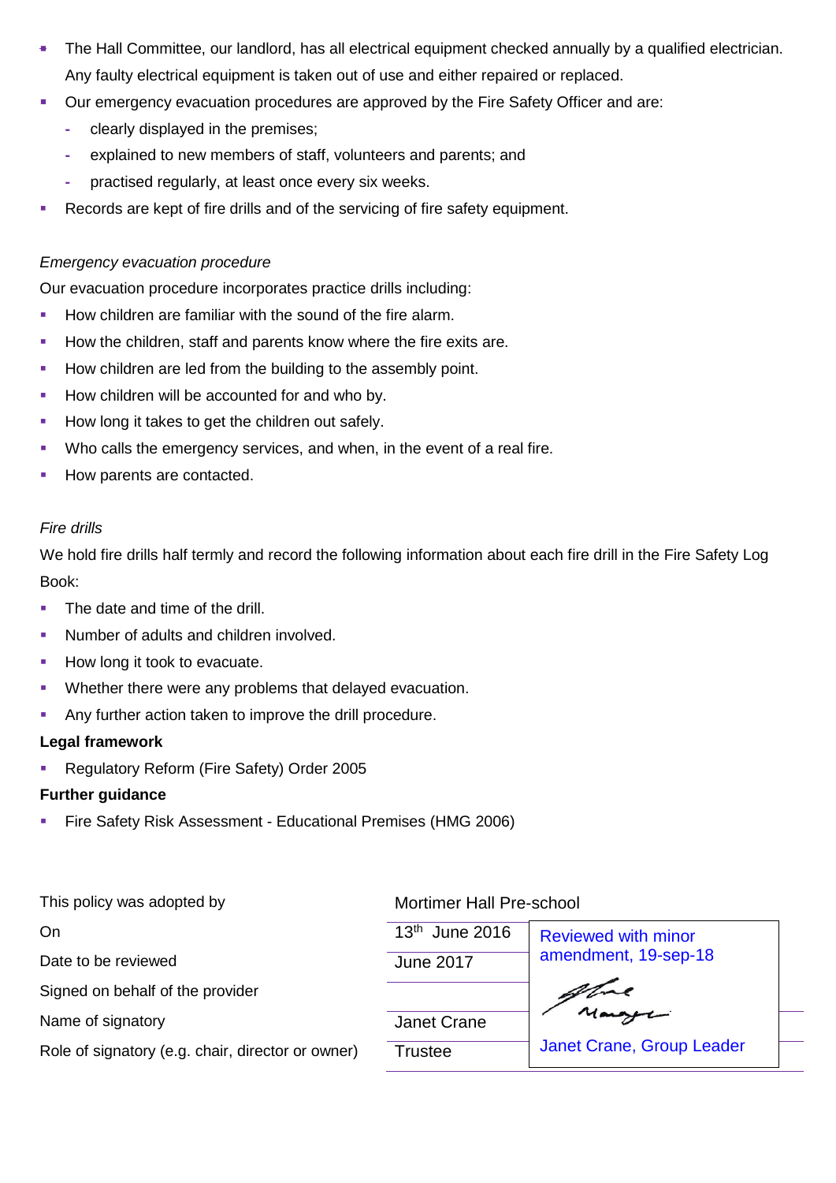- The Hall Committee, our landlord, has all electrical equipment checked annually by a qualified electrician. Any faulty electrical equipment is taken out of use and either repaired or replaced.
- Our emergency evacuation procedures are approved by the Fire Safety Officer and are:
  - clearly displayed in the premises;
  - explained to new members of staff, volunteers and parents; and
  - practised regularly, at least once every six weeks.
- Records are kept of fire drills and of the servicing of fire safety equipment.

*Emergency evacuation procedure*

Our evacuation procedure incorporates practice drills including:

- How children are familiar with the sound of the fire alarm.
- How the children, staff and parents know where the fire exits are.
- How children are led from the building to the assembly point.
- How children will be accounted for and who by.
- How long it takes to get the children out safely.
- Who calls the emergency services, and when, in the event of a real fire.
- How parents are contacted.

*Fire drills*

We hold fire drills half termly and record the following information about each fire drill in the Fire Safety Log Book:

- The date and time of the drill.
- Number of adults and children involved.
- How long it took to evacuate.
- Whether there were any problems that delayed evacuation.
- Any further action taken to improve the drill procedure.

**Legal framework**

- Regulatory Reform (Fire Safety) Order 2005

**Further guidance**

- Fire Safety Risk Assessment - Educational Premises (HMG 2006)

| | | |
|---|---|---|
| This policy was adopted by | Mortimer Hall Pre-school | |
| On | 13th June 2016 | Reviewed with minor amendment, 19-sep-18 |
| Date to be reviewed | June 2017 | |
| Signed on behalf of the provider | | [signature] |
| Name of signatory | Janet Crane | |
| Role of signatory (e.g. chair, director or owner) | Trustee | Janet Crane, Group Leader |